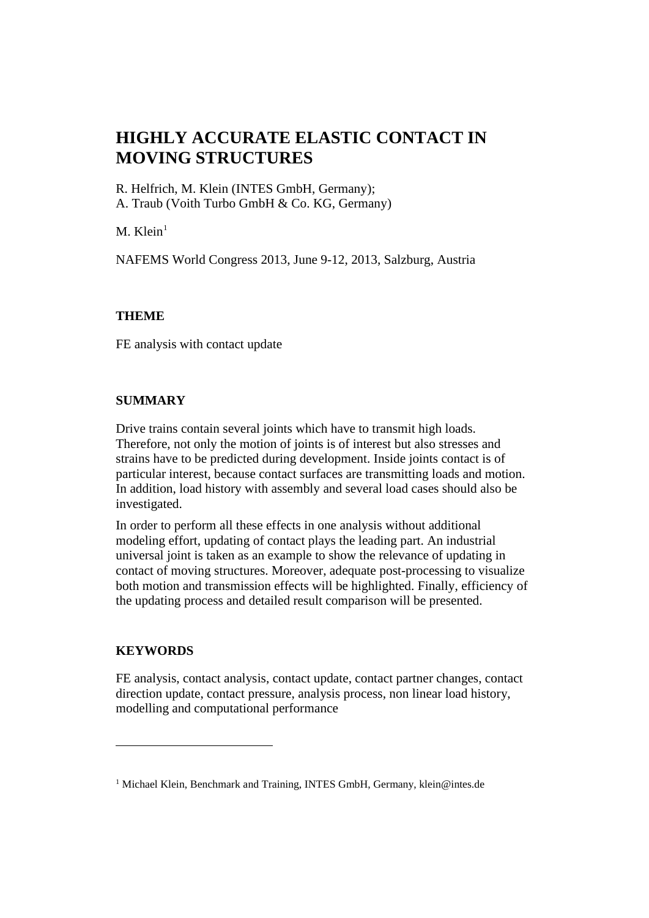# HIGHLY ACCURATE ELASTIC CONTACT IN MOVING STRUCTURES

R. Helfrich, M. Klein (INTES GmbH, Germany);
A. Traub (Voith Turbo GmbH & Co. KG, Germany)

M. Klein[1]

NAFEMS World Congress 2013, June 9-12, 2013, Salzburg, Austria

## THEME

FE analysis with contact update

## SUMMARY

Drive trains contain several joints which have to transmit high loads. Therefore, not only the motion of joints is of interest but also stresses and strains have to be predicted during development. Inside joints contact is of particular interest, because contact surfaces are transmitting loads and motion. In addition, load history with assembly and several load cases should also be investigated.

In order to perform all these effects in one analysis without additional modeling effort, updating of contact plays the leading part. An industrial universal joint is taken as an example to show the relevance of updating in contact of moving structures. Moreover, adequate post-processing to visualize both motion and transmission effects will be highlighted. Finally, efficiency of the updating process and detailed result comparison will be presented.

## KEYWORDS

FE analysis, contact analysis, contact update, contact partner changes, contact direction update, contact pressure, analysis process, non linear load history, modelling and computational performance

---

[1] Michael Klein, Benchmark and Training, INTES GmbH, Germany, klein@intes.de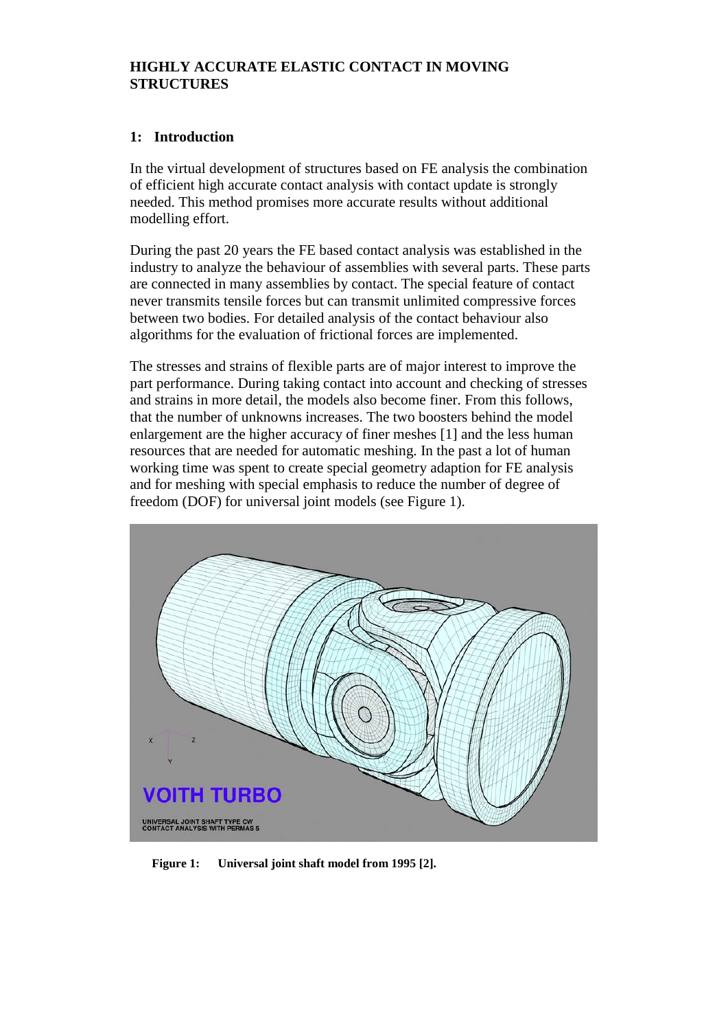**HIGHLY ACCURATE ELASTIC CONTACT IN MOVING STRUCTURES**

## 1: Introduction

In the virtual development of structures based on FE analysis the combination of efficient high accurate contact analysis with contact update is strongly needed. This method promises more accurate results without additional modelling effort.

During the past 20 years the FE based contact analysis was established in the industry to analyze the behaviour of assemblies with several parts. These parts are connected in many assemblies by contact. The special feature of contact never transmits tensile forces but can transmit unlimited compressive forces between two bodies. For detailed analysis of the contact behaviour also algorithms for the evaluation of frictional forces are implemented.

The stresses and strains of flexible parts are of major interest to improve the part performance. During taking contact into account and checking of stresses and strains in more detail, the models also become finer. From this follows, that the number of unknowns increases. The two boosters behind the model enlargement are the higher accuracy of finer meshes [1] and the less human resources that are needed for automatic meshing. In the past a lot of human working time was spent to create special geometry adaption for FE analysis and for meshing with special emphasis to reduce the number of degree of freedom (DOF) for universal joint models (see Figure 1).

**Figure 1: Universal joint shaft model from 1995 [2].**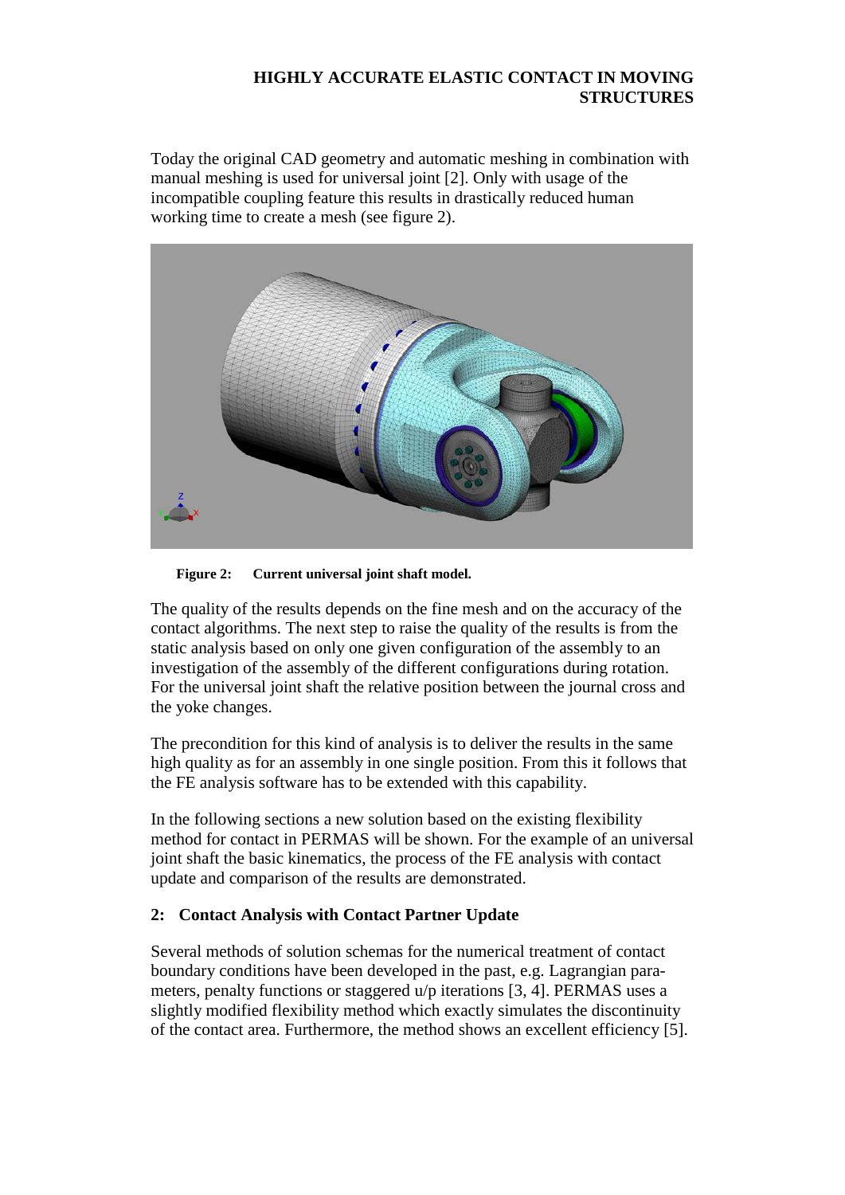Today the original CAD geometry and automatic meshing in combination with manual meshing is used for universal joint [2]. Only with usage of the incompatible coupling feature this results in drastically reduced human working time to create a mesh (see figure 2).

**Figure 2: Current universal joint shaft model.**

The quality of the results depends on the fine mesh and on the accuracy of the contact algorithms. The next step to raise the quality of the results is from the static analysis based on only one given configuration of the assembly to an investigation of the assembly of the different configurations during rotation. For the universal joint shaft the relative position between the journal cross and the yoke changes.

The precondition for this kind of analysis is to deliver the results in the same high quality as for an assembly in one single position. From this it follows that the FE analysis software has to be extended with this capability.

In the following sections a new solution based on the existing flexibility method for contact in PERMAS will be shown. For the example of an universal joint shaft the basic kinematics, the process of the FE analysis with contact update and comparison of the results are demonstrated.

## 2: Contact Analysis with Contact Partner Update

Several methods of solution schemas for the numerical treatment of contact boundary conditions have been developed in the past, e.g. Lagrangian parameters, penalty functions or staggered u/p iterations [3, 4]. PERMAS uses a slightly modified flexibility method which exactly simulates the discontinuity of the contact area. Furthermore, the method shows an excellent efficiency [5].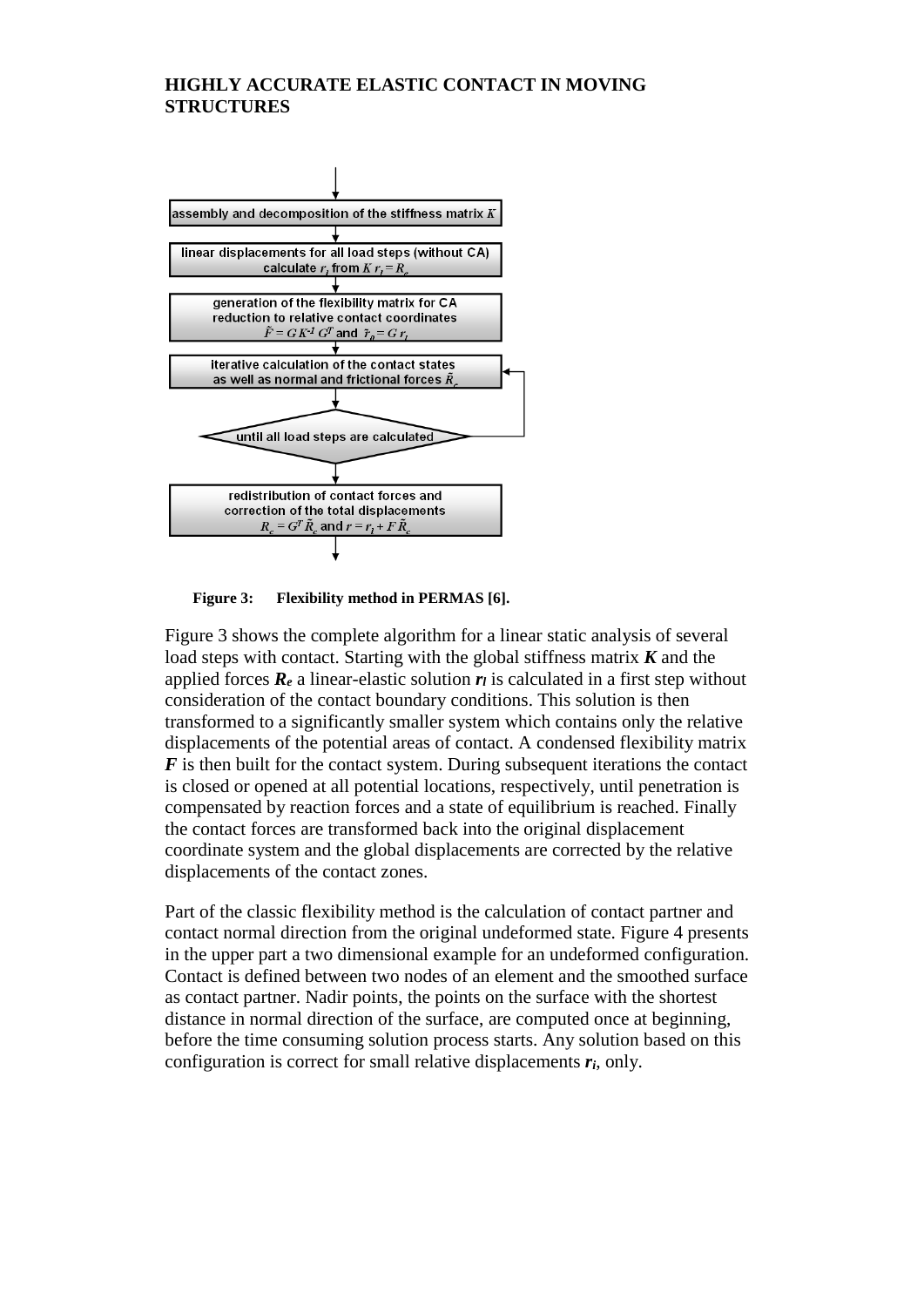assembly and decomposition of the stiffness matrix $K$

↓

linear displacements for all load steps (without CA)
calculate $r_l$ from $K\,r_l = R_e$

↓

generation of the flexibility matrix for CA
reduction to relative contact coordinates
$\tilde{F} = G\,K^{-1}\,G^T$ and $\tilde{r}_0 = G\,r_l$

↓

iterative calculation of the contact states
as well as normal and frictional forces $\tilde{R}_c$

↓

until all load steps are calculated

↓

redistribution of contact forces and
correction of the total displacements
$R_c = G^T\,\tilde{R}_c$ and $r = r_l + F\,\tilde{R}_c$

**Figure 3: Flexibility method in PERMAS [6].**

Figure 3 shows the complete algorithm for a linear static analysis of several load steps with contact. Starting with the global stiffness matrix $\boldsymbol{K}$ and the applied forces $\boldsymbol{R_e}$ a linear-elastic solution $\boldsymbol{r_l}$ is calculated in a first step without consideration of the contact boundary conditions. This solution is then transformed to a significantly smaller system which contains only the relative displacements of the potential areas of contact. A condensed flexibility matrix $\boldsymbol{F}$ is then built for the contact system. During subsequent iterations the contact is closed or opened at all potential locations, respectively, until penetration is compensated by reaction forces and a state of equilibrium is reached. Finally the contact forces are transformed back into the original displacement coordinate system and the global displacements are corrected by the relative displacements of the contact zones.

Part of the classic flexibility method is the calculation of contact partner and contact normal direction from the original undeformed state. Figure 4 presents in the upper part a two dimensional example for an undeformed configuration. Contact is defined between two nodes of an element and the smoothed surface as contact partner. Nadir points, the points on the surface with the shortest distance in normal direction of the surface, are computed once at beginning, before the time consuming solution process starts. Any solution based on this configuration is correct for small relative displacements $\boldsymbol{r_i}$, only.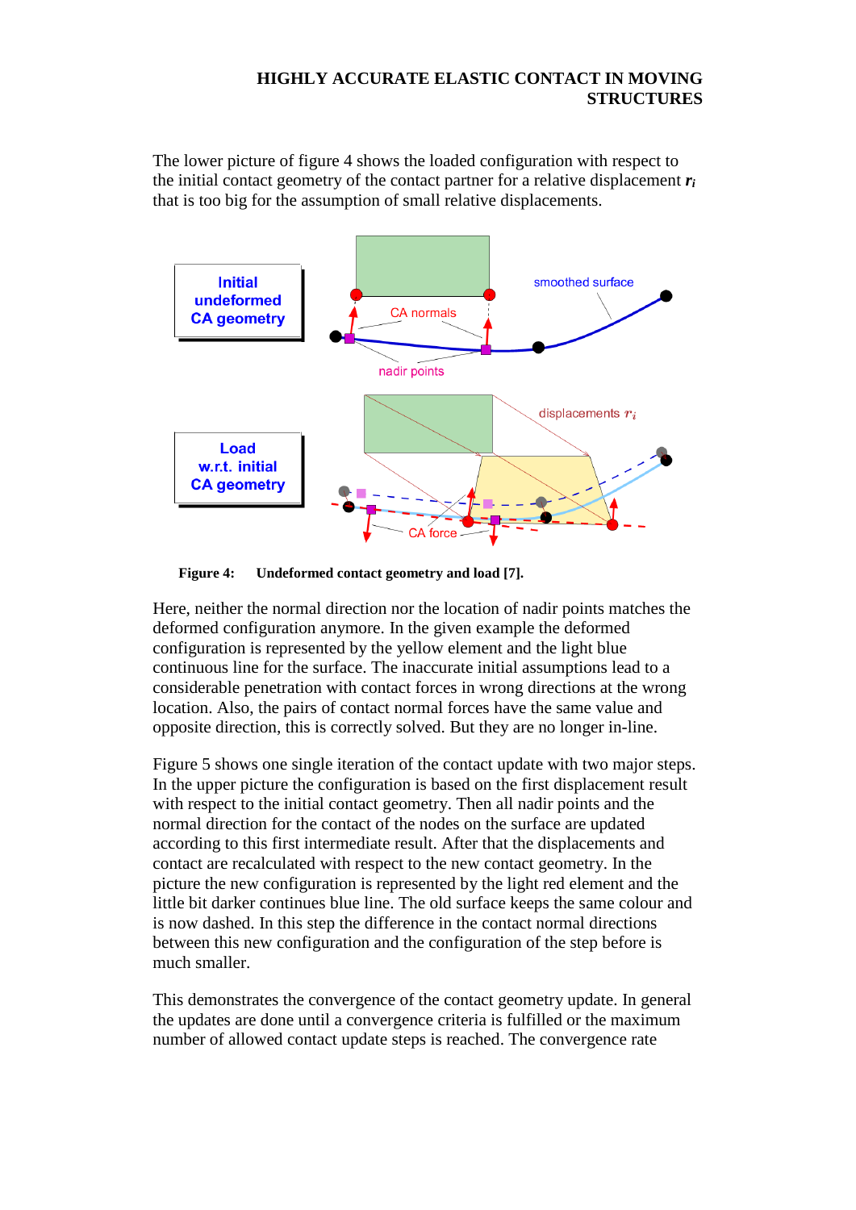The lower picture of figure 4 shows the loaded configuration with respect to the initial contact geometry of the contact partner for a relative displacement $\boldsymbol{r}_i$ that is too big for the assumption of small relative displacements.

**Figure 4: Undeformed contact geometry and load [7].**

Here, neither the normal direction nor the location of nadir points matches the deformed configuration anymore. In the given example the deformed configuration is represented by the yellow element and the light blue continuous line for the surface. The inaccurate initial assumptions lead to a considerable penetration with contact forces in wrong directions at the wrong location. Also, the pairs of contact normal forces have the same value and opposite direction, this is correctly solved. But they are no longer in-line.

Figure 5 shows one single iteration of the contact update with two major steps. In the upper picture the configuration is based on the first displacement result with respect to the initial contact geometry. Then all nadir points and the normal direction for the contact of the nodes on the surface are updated according to this first intermediate result. After that the displacements and contact are recalculated with respect to the new contact geometry. In the picture the new configuration is represented by the light red element and the little bit darker continues blue line. The old surface keeps the same colour and is now dashed. In this step the difference in the contact normal directions between this new configuration and the configuration of the step before is much smaller.

This demonstrates the convergence of the contact geometry update. In general the updates are done until a convergence criteria is fulfilled or the maximum number of allowed contact update steps is reached. The convergence rate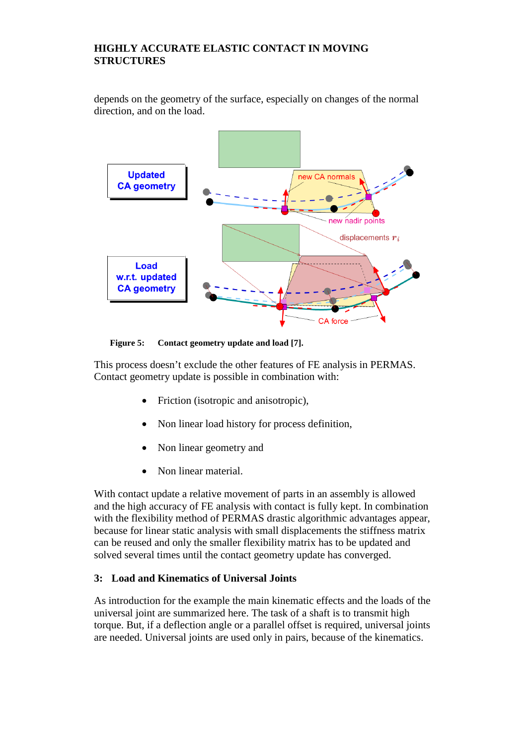depends on the geometry of the surface, especially on changes of the normal direction, and on the load.

**Figure 5: Contact geometry update and load [7].**

This process doesn't exclude the other features of FE analysis in PERMAS. Contact geometry update is possible in combination with:

- Friction (isotropic and anisotropic),
- Non linear load history for process definition,
- Non linear geometry and
- Non linear material.

With contact update a relative movement of parts in an assembly is allowed and the high accuracy of FE analysis with contact is fully kept. In combination with the flexibility method of PERMAS drastic algorithmic advantages appear, because for linear static analysis with small displacements the stiffness matrix can be reused and only the smaller flexibility matrix has to be updated and solved several times until the contact geometry update has converged.

## 3: Load and Kinematics of Universal Joints

As introduction for the example the main kinematic effects and the loads of the universal joint are summarized here. The task of a shaft is to transmit high torque. But, if a deflection angle or a parallel offset is required, universal joints are needed. Universal joints are used only in pairs, because of the kinematics.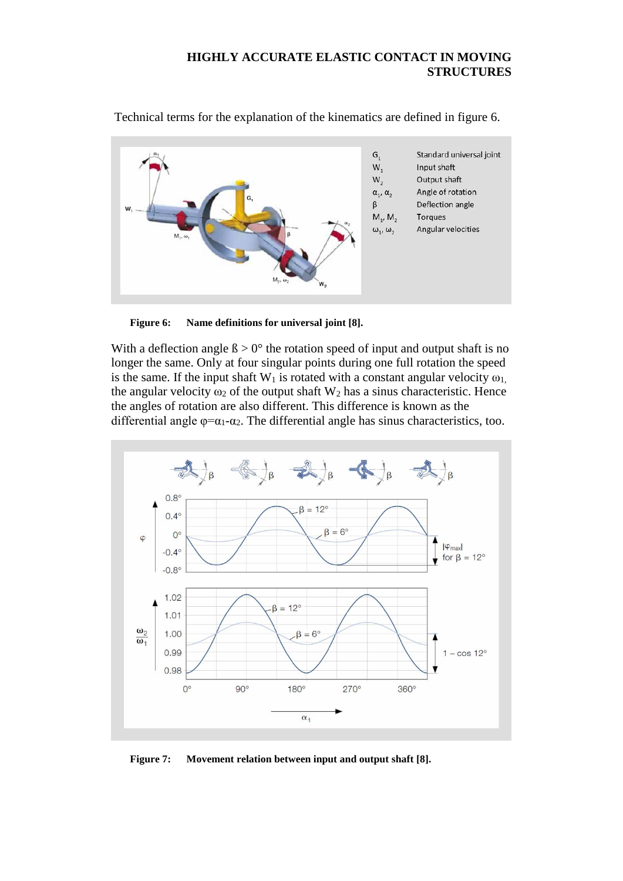Technical terms for the explanation of the kinematics are defined in figure 6.

| | |
|---|---|
| $G_1$ | Standard universal joint |
| $W_1$ | Input shaft |
| $W_2$ | Output shaft |
| $\alpha_1$, $\alpha_2$ | Angle of rotation |
| $\beta$ | Deflection angle |
| $M_1$, $M_2$ | Torques |
| $\omega_1$, $\omega_2$ | Angular velocities |

**Figure 6: Name definitions for universal joint [8].**

With a deflection angle $\beta > 0°$ the rotation speed of input and output shaft is no longer the same. Only at four singular points during one full rotation the speed is the same. If the input shaft $W_1$ is rotated with a constant angular velocity $\omega_1$, the angular velocity $\omega_2$ of the output shaft $W_2$ has a sinus characteristic. Hence the angles of rotation are also different. This difference is known as the differential angle $\varphi = \alpha_1 - \alpha_2$. The differential angle has sinus characteristics, too.

**Figure 7: Movement relation between input and output shaft [8].**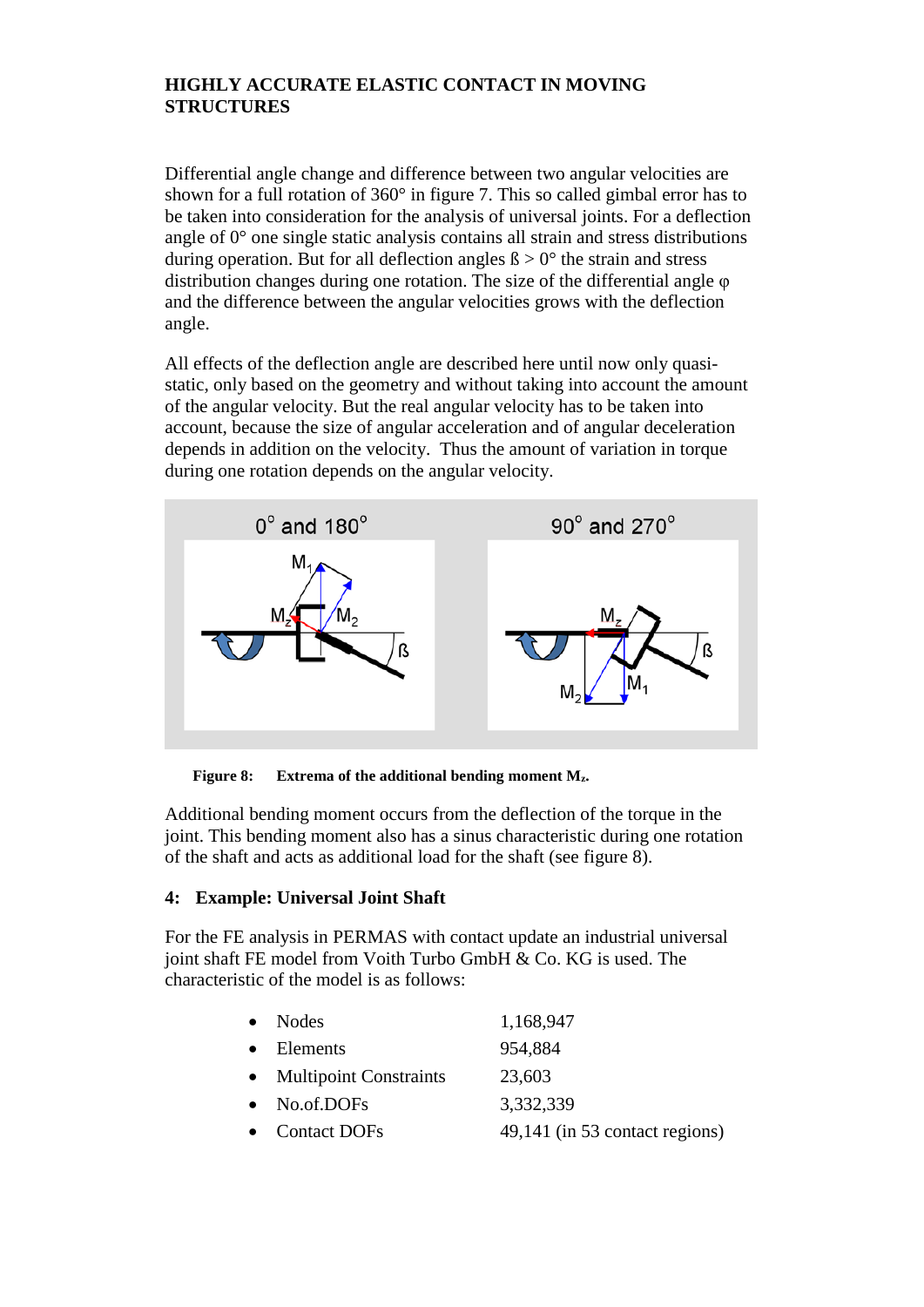Differential angle change and difference between two angular velocities are shown for a full rotation of 360° in figure 7. This so called gimbal error has to be taken into consideration for the analysis of universal joints. For a deflection angle of 0° one single static analysis contains all strain and stress distributions during operation. But for all deflection angles $ß > 0°$ the strain and stress distribution changes during one rotation. The size of the differential angle $\varphi$ and the difference between the angular velocities grows with the deflection angle.

All effects of the deflection angle are described here until now only quasi-static, only based on the geometry and without taking into account the amount of the angular velocity. But the real angular velocity has to be taken into account, because the size of angular acceleration and of angular deceleration depends in addition on the velocity. Thus the amount of variation in torque during one rotation depends on the angular velocity.

**Figure 8: Extrema of the additional bending moment $M_z$.**

Additional bending moment occurs from the deflection of the torque in the joint. This bending moment also has a sinus characteristic during one rotation of the shaft and acts as additional load for the shaft (see figure 8).

## 4: Example: Universal Joint Shaft

For the FE analysis in PERMAS with contact update an industrial universal joint shaft FE model from Voith Turbo GmbH & Co. KG is used. The characteristic of the model is as follows:

- Nodes 1,168,947
- Elements 954,884
- Multipoint Constraints 23,603
- No.of.DOFs 3,332,339
- Contact DOFs 49,141 (in 53 contact regions)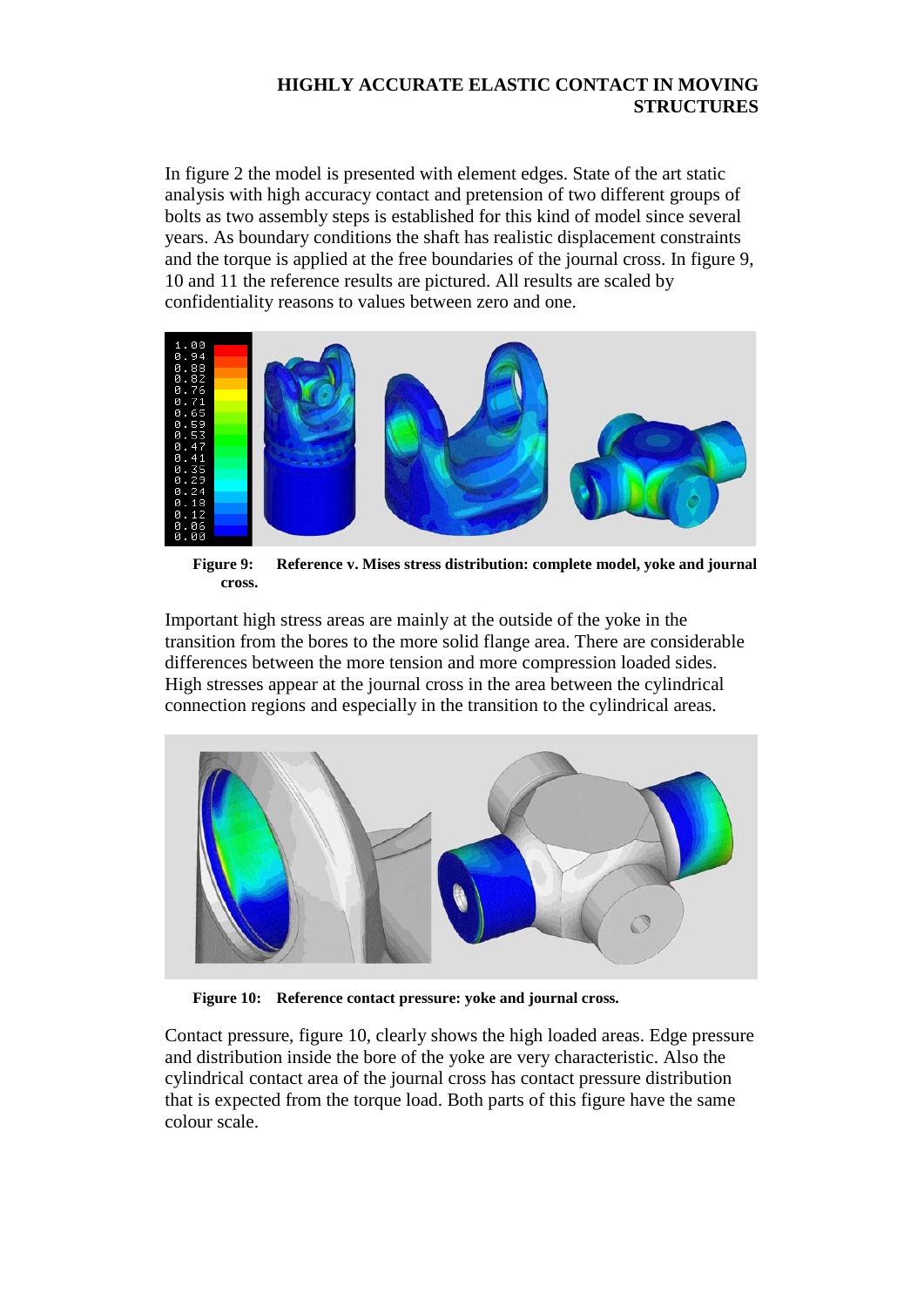In figure 2 the model is presented with element edges. State of the art static analysis with high accuracy contact and pretension of two different groups of bolts as two assembly steps is established for this kind of model since several years. As boundary conditions the shaft has realistic displacement constraints and the torque is applied at the free boundaries of the journal cross. In figure 9, 10 and 11 the reference results are pictured. All results are scaled by confidentiality reasons to values between zero and one.

**Figure 9: Reference v. Mises stress distribution: complete model, yoke and journal cross.**

Important high stress areas are mainly at the outside of the yoke in the transition from the bores to the more solid flange area. There are considerable differences between the more tension and more compression loaded sides. High stresses appear at the journal cross in the area between the cylindrical connection regions and especially in the transition to the cylindrical areas.

**Figure 10: Reference contact pressure: yoke and journal cross.**

Contact pressure, figure 10, clearly shows the high loaded areas. Edge pressure and distribution inside the bore of the yoke are very characteristic. Also the cylindrical contact area of the journal cross has contact pressure distribution that is expected from the torque load. Both parts of this figure have the same colour scale.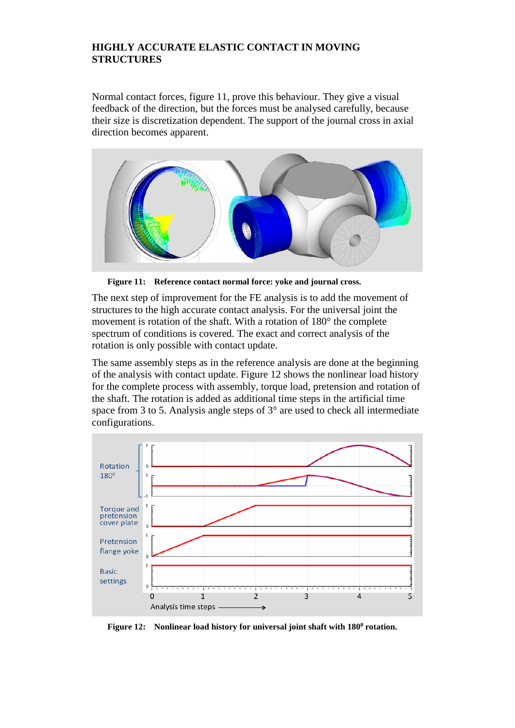## HIGHLY ACCURATE ELASTIC CONTACT IN MOVING STRUCTURES

Normal contact forces, figure 11, prove this behaviour. They give a visual feedback of the direction, but the forces must be analysed carefully, because their size is discretization dependent. The support of the journal cross in axial direction becomes apparent.

**Figure 11: Reference contact normal force: yoke and journal cross.**

The next step of improvement for the FE analysis is to add the movement of structures to the high accurate contact analysis. For the universal joint the movement is rotation of the shaft. With a rotation of 180° the complete spectrum of conditions is covered. The exact and correct analysis of the rotation is only possible with contact update.

The same assembly steps as in the reference analysis are done at the beginning of the analysis with contact update. Figure 12 shows the nonlinear load history for the complete process with assembly, torque load, pretension and rotation of the shaft. The rotation is added as additional time steps in the artificial time space from 3 to 5. Analysis angle steps of 3° are used to check all intermediate configurations.

**Figure 12: Nonlinear load history for universal joint shaft with $180^0$ rotation.**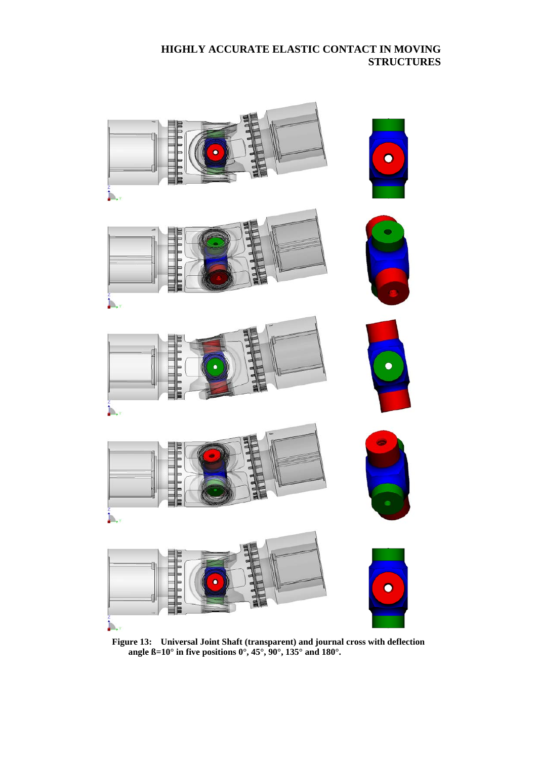**Figure 13: Universal Joint Shaft (transparent) and journal cross with deflection angle ß=10° in five positions 0°, 45°, 90°, 135° and 180°.**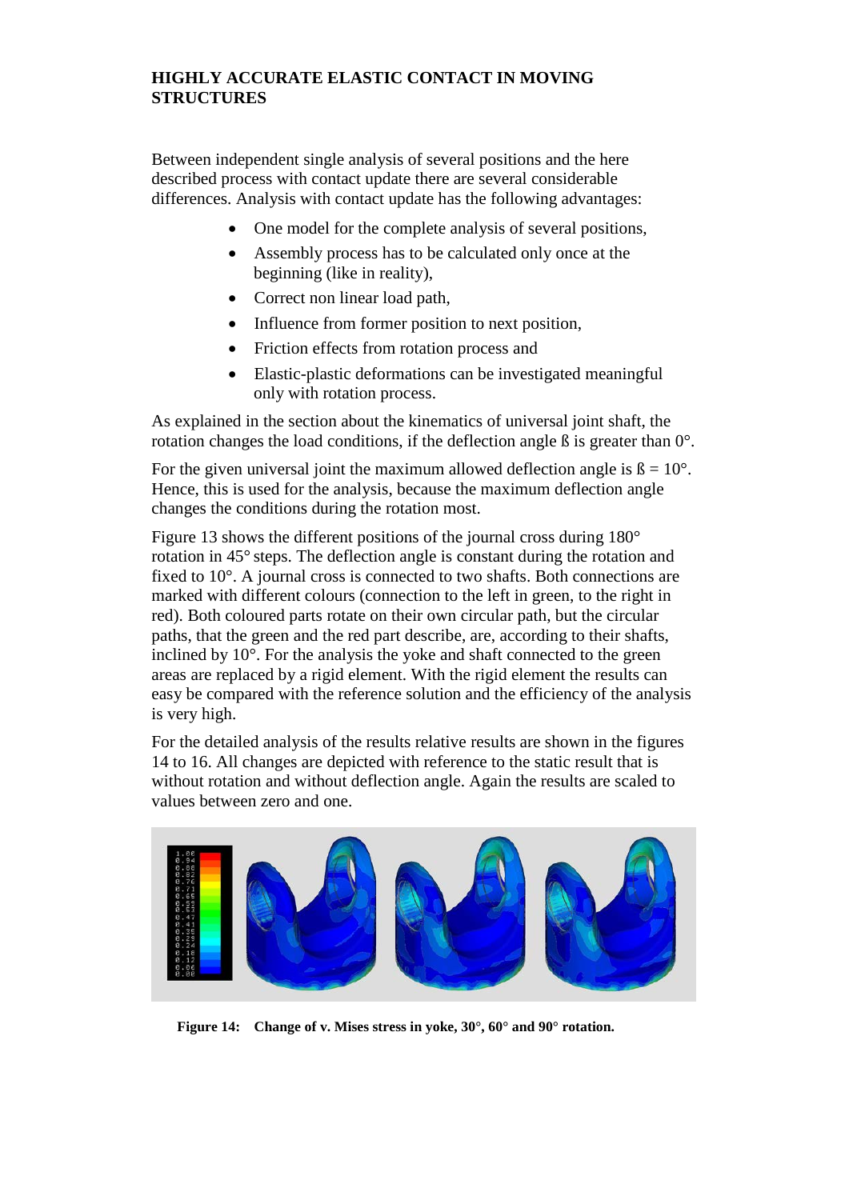**HIGHLY ACCURATE ELASTIC CONTACT IN MOVING STRUCTURES**

Between independent single analysis of several positions and the here described process with contact update there are several considerable differences. Analysis with contact update has the following advantages:

- One model for the complete analysis of several positions,
- Assembly process has to be calculated only once at the beginning (like in reality),
- Correct non linear load path,
- Influence from former position to next position,
- Friction effects from rotation process and
- Elastic-plastic deformations can be investigated meaningful only with rotation process.

As explained in the section about the kinematics of universal joint shaft, the rotation changes the load conditions, if the deflection angle ß is greater than 0°.

For the given universal joint the maximum allowed deflection angle is ß = 10°. Hence, this is used for the analysis, because the maximum deflection angle changes the conditions during the rotation most.

Figure 13 shows the different positions of the journal cross during 180° rotation in 45° steps. The deflection angle is constant during the rotation and fixed to 10°. A journal cross is connected to two shafts. Both connections are marked with different colours (connection to the left in green, to the right in red). Both coloured parts rotate on their own circular path, but the circular paths, that the green and the red part describe, are, according to their shafts, inclined by 10°. For the analysis the yoke and shaft connected to the green areas are replaced by a rigid element. With the rigid element the results can easy be compared with the reference solution and the efficiency of the analysis is very high.

For the detailed analysis of the results relative results are shown in the figures 14 to 16. All changes are depicted with reference to the static result that is without rotation and without deflection angle. Again the results are scaled to values between zero and one.

**Figure 14: Change of v. Mises stress in yoke, 30°, 60° and 90° rotation.**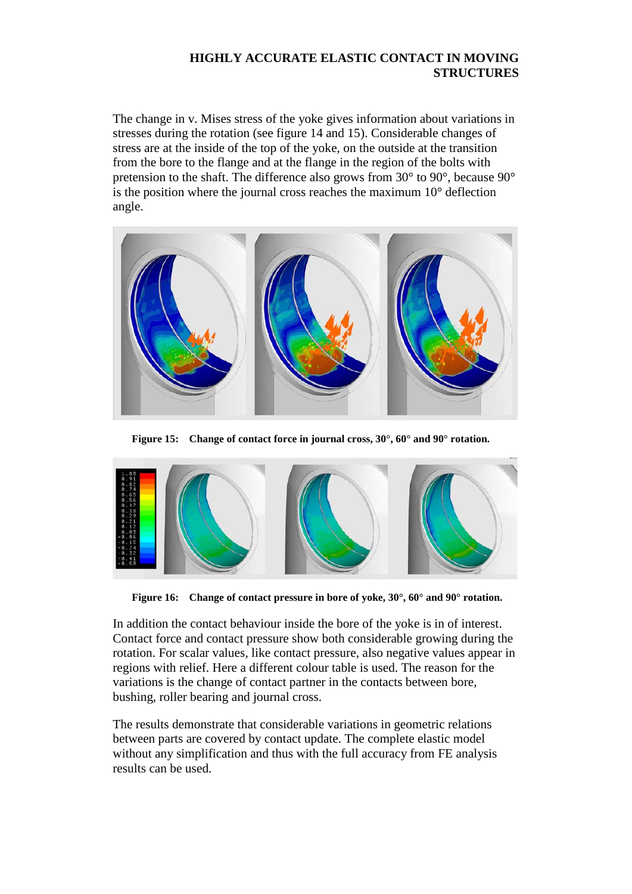The change in v. Mises stress of the yoke gives information about variations in stresses during the rotation (see figure 14 and 15). Considerable changes of stress are at the inside of the top of the yoke, on the outside at the transition from the bore to the flange and at the flange in the region of the bolts with pretension to the shaft. The difference also grows from 30° to 90°, because 90° is the position where the journal cross reaches the maximum 10° deflection angle.

**Figure 15: Change of contact force in journal cross, 30°, 60° and 90° rotation.**

**Figure 16: Change of contact pressure in bore of yoke, 30°, 60° and 90° rotation.**

In addition the contact behaviour inside the bore of the yoke is in of interest. Contact force and contact pressure show both considerable growing during the rotation. For scalar values, like contact pressure, also negative values appear in regions with relief. Here a different colour table is used. The reason for the variations is the change of contact partner in the contacts between bore, bushing, roller bearing and journal cross.

The results demonstrate that considerable variations in geometric relations between parts are covered by contact update. The complete elastic model without any simplification and thus with the full accuracy from FE analysis results can be used.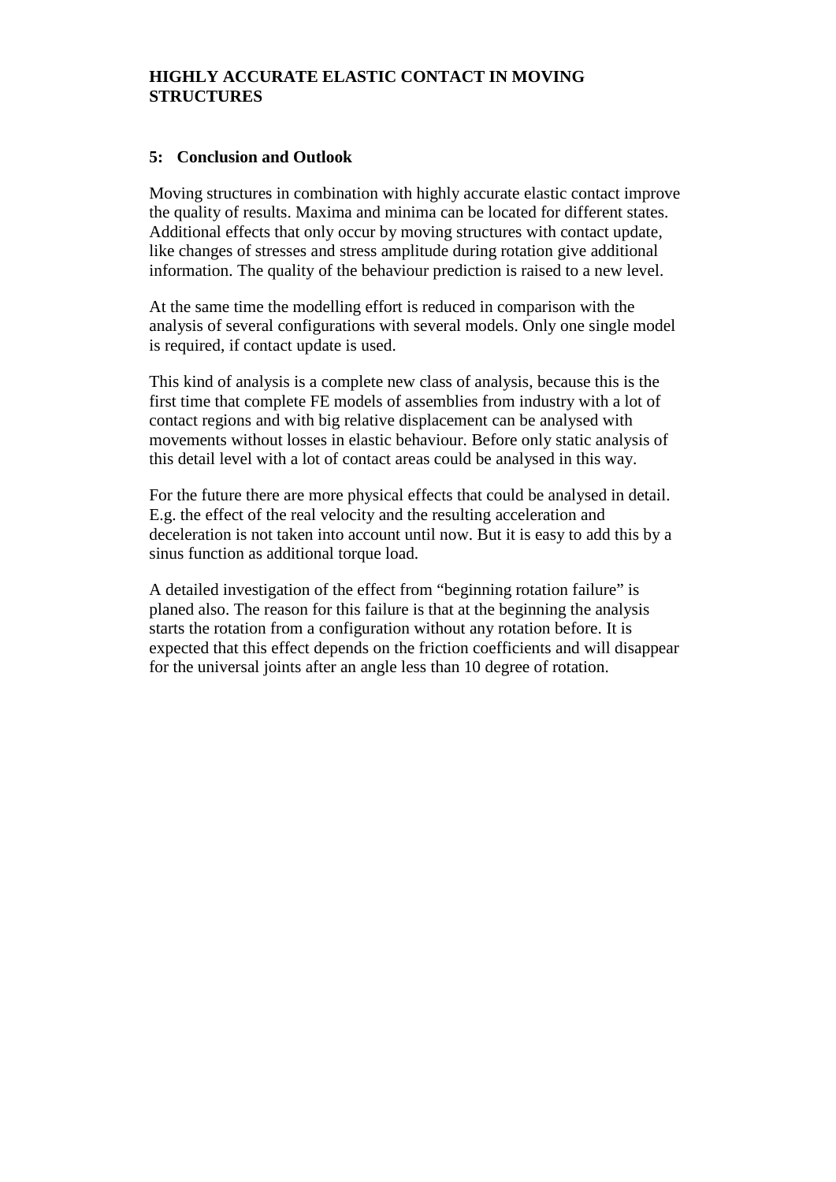**HIGHLY ACCURATE ELASTIC CONTACT IN MOVING STRUCTURES**

## 5: Conclusion and Outlook

Moving structures in combination with highly accurate elastic contact improve the quality of results. Maxima and minima can be located for different states. Additional effects that only occur by moving structures with contact update, like changes of stresses and stress amplitude during rotation give additional information. The quality of the behaviour prediction is raised to a new level.

At the same time the modelling effort is reduced in comparison with the analysis of several configurations with several models. Only one single model is required, if contact update is used.

This kind of analysis is a complete new class of analysis, because this is the first time that complete FE models of assemblies from industry with a lot of contact regions and with big relative displacement can be analysed with movements without losses in elastic behaviour. Before only static analysis of this detail level with a lot of contact areas could be analysed in this way.

For the future there are more physical effects that could be analysed in detail. E.g. the effect of the real velocity and the resulting acceleration and deceleration is not taken into account until now. But it is easy to add this by a sinus function as additional torque load.

A detailed investigation of the effect from "beginning rotation failure" is planed also. The reason for this failure is that at the beginning the analysis starts the rotation from a configuration without any rotation before. It is expected that this effect depends on the friction coefficients and will disappear for the universal joints after an angle less than 10 degree of rotation.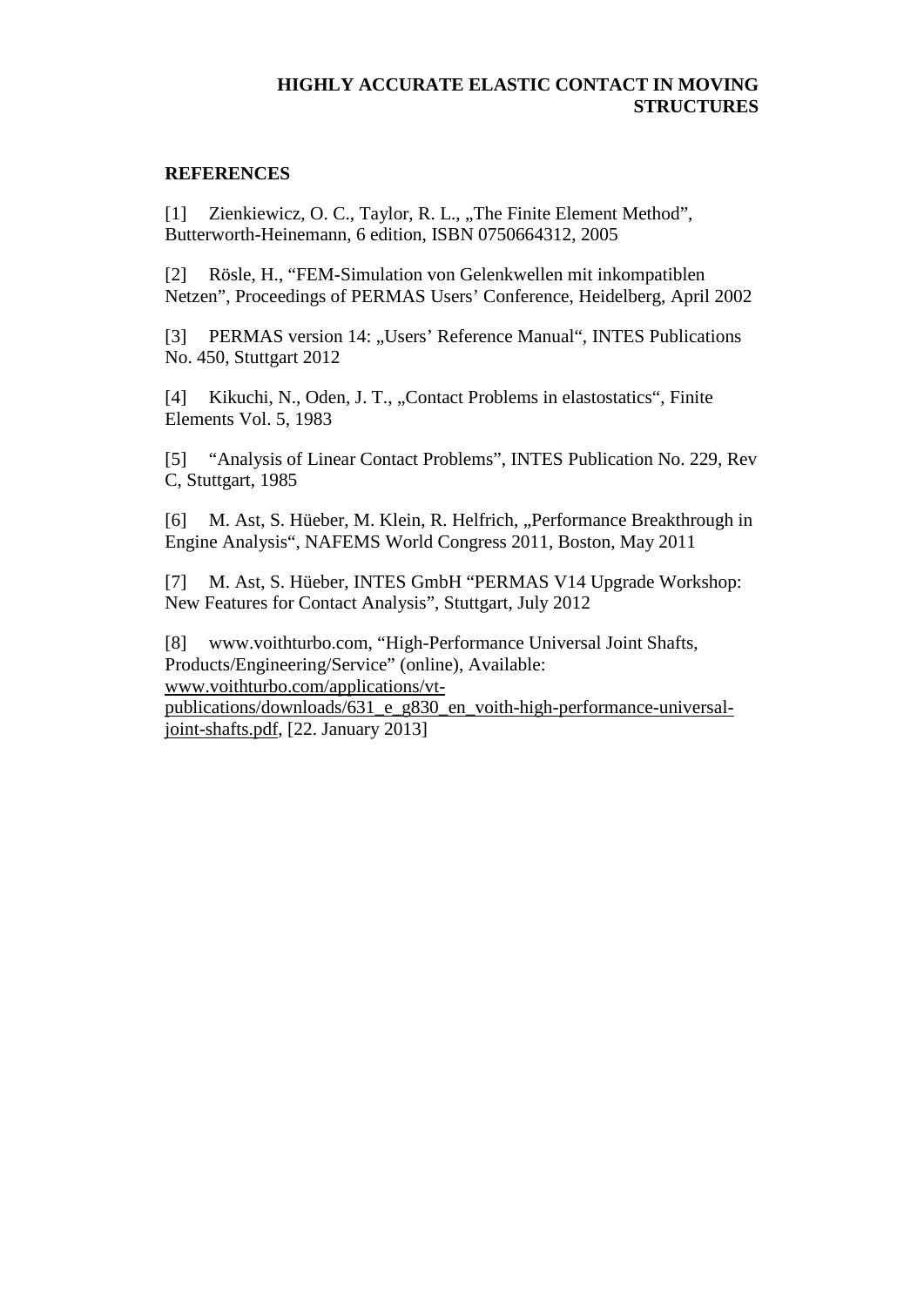## REFERENCES

[1] Zienkiewicz, O. C., Taylor, R. L., „The Finite Element Method", Butterworth-Heinemann, 6 edition, ISBN 0750664312, 2005

[2] Rösle, H., "FEM-Simulation von Gelenkwellen mit inkompatiblen Netzen", Proceedings of PERMAS Users' Conference, Heidelberg, April 2002

[3] PERMAS version 14: „Users' Reference Manual", INTES Publications No. 450, Stuttgart 2012

[4] Kikuchi, N., Oden, J. T., „Contact Problems in elastostatics", Finite Elements Vol. 5, 1983

[5] "Analysis of Linear Contact Problems", INTES Publication No. 229, Rev C, Stuttgart, 1985

[6] M. Ast, S. Hüeber, M. Klein, R. Helfrich, „Performance Breakthrough in Engine Analysis", NAFEMS World Congress 2011, Boston, May 2011

[7] M. Ast, S. Hüeber, INTES GmbH "PERMAS V14 Upgrade Workshop: New Features for Contact Analysis", Stuttgart, July 2012

[8] www.voithturbo.com, "High-Performance Universal Joint Shafts, Products/Engineering/Service" (online), Available: www.voithturbo.com/applications/vt-publications/downloads/631_e_g830_en_voith-high-performance-universal-joint-shafts.pdf, [22. January 2013]